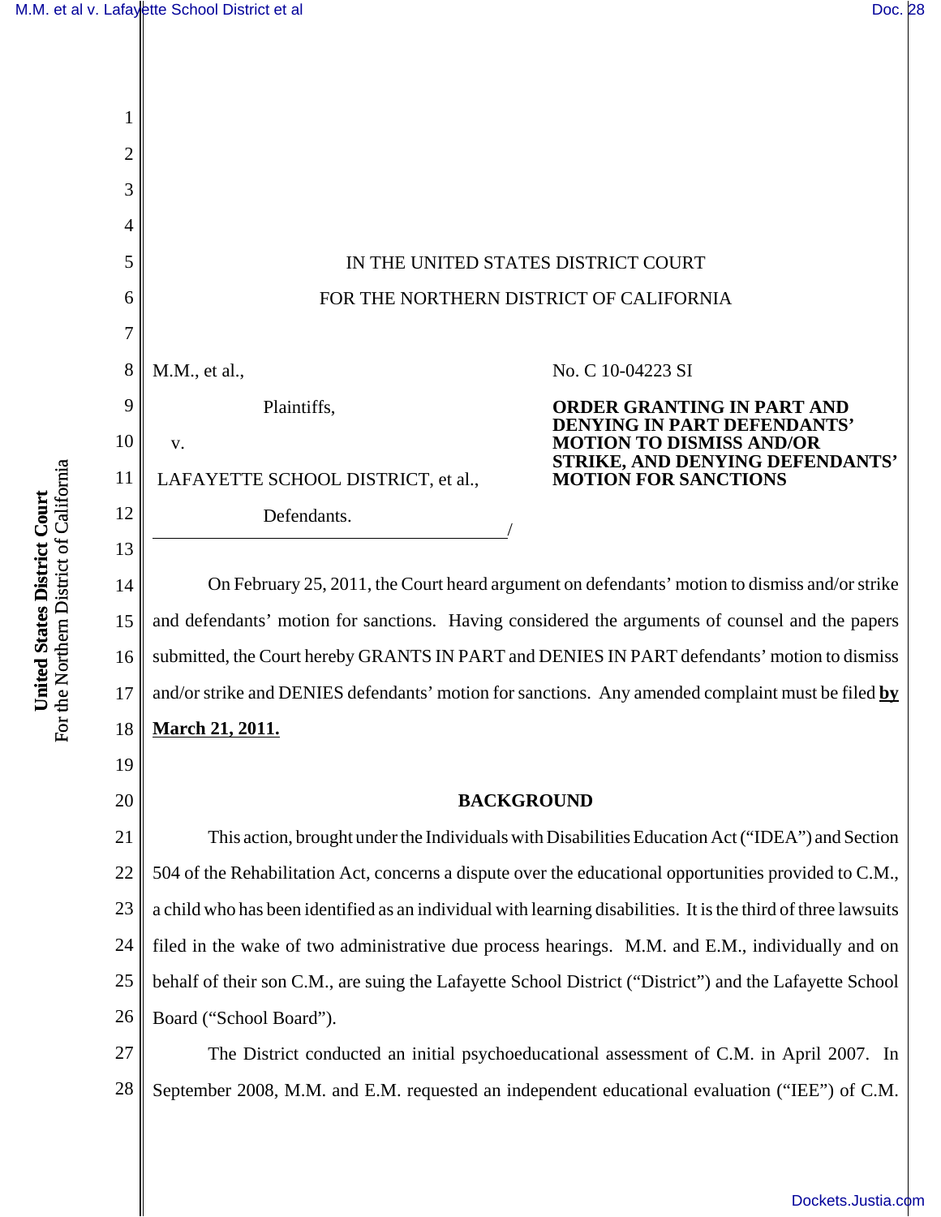IN THE UNITED STATES DISTRICT COURT

FOR THE NORTHERN DISTRICT OF CALIFORNIA

M.M., et al.,

Plaintiffs,

v.

LAFAYETTE SCHOOL DISTRICT, et al.,

Defendants.

/

No. C 10-04223 SI

**ORDER GRANTING IN PART AND DENYING IN PART DEFENDANTS' MOTION TO DISMISS AND/OR STRIKE, AND DENYING DEFENDANTS' MOTION FOR SANCTIONS**

On February 25, 2011, the Court heard argument on defendants' motion to dismiss and/or strike and defendants' motion for sanctions. Having considered the arguments of counsel and the papers submitted, the Court hereby GRANTS IN PART and DENIES IN PART defendants' motion to dismiss and/or strike and DENIES defendants' motion for sanctions. Any amended complaint must be filed **by March 21, 2011.**

## BACKGROUND

This action, brought under the Individuals with Disabilities Education Act ("IDEA") and Section 504 of the Rehabilitation Act, concerns a dispute over the educational opportunities provided to C.M., a child who has been identified as an individual with learning disabilities. It is the third of three lawsuits filed in the wake of two administrative due process hearings. M.M. and E.M., individually and on behalf of their son C.M., are suing the Lafayette School District ("District") and the Lafayette School Board ("School Board").

The District conducted an initial psychoeducational assessment of C.M. in April 2007. In September 2008, M.M. and E.M. requested an independent educational evaluation ("IEE") of C.M.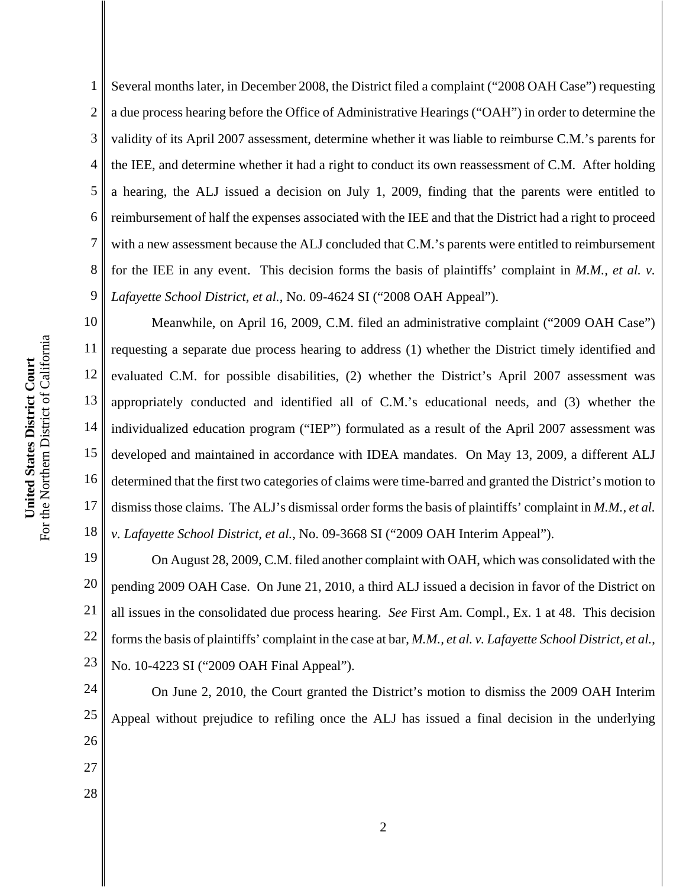Several months later, in December 2008, the District filed a complaint ("2008 OAH Case") requesting a due process hearing before the Office of Administrative Hearings ("OAH") in order to determine the validity of its April 2007 assessment, determine whether it was liable to reimburse C.M.'s parents for the IEE, and determine whether it had a right to conduct its own reassessment of C.M. After holding a hearing, the ALJ issued a decision on July 1, 2009, finding that the parents were entitled to reimbursement of half the expenses associated with the IEE and that the District had a right to proceed with a new assessment because the ALJ concluded that C.M.'s parents were entitled to reimbursement for the IEE in any event. This decision forms the basis of plaintiffs' complaint in *M.M., et al. v. Lafayette School District, et al.*, No. 09-4624 SI ("2008 OAH Appeal").

Meanwhile, on April 16, 2009, C.M. filed an administrative complaint ("2009 OAH Case") requesting a separate due process hearing to address (1) whether the District timely identified and evaluated C.M. for possible disabilities, (2) whether the District's April 2007 assessment was appropriately conducted and identified all of C.M.'s educational needs, and (3) whether the individualized education program ("IEP") formulated as a result of the April 2007 assessment was developed and maintained in accordance with IDEA mandates. On May 13, 2009, a different ALJ determined that the first two categories of claims were time-barred and granted the District's motion to dismiss those claims. The ALJ's dismissal order forms the basis of plaintiffs' complaint in *M.M., et al. v. Lafayette School District, et al.*, No. 09-3668 SI ("2009 OAH Interim Appeal").

On August 28, 2009, C.M. filed another complaint with OAH, which was consolidated with the pending 2009 OAH Case. On June 21, 2010, a third ALJ issued a decision in favor of the District on all issues in the consolidated due process hearing. *See* First Am. Compl., Ex. 1 at 48. This decision forms the basis of plaintiffs' complaint in the case at bar, *M.M., et al. v. Lafayette School District, et al.*, No. 10-4223 SI ("2009 OAH Final Appeal").

On June 2, 2010, the Court granted the District's motion to dismiss the 2009 OAH Interim Appeal without prejudice to refiling once the ALJ has issued a final decision in the underlying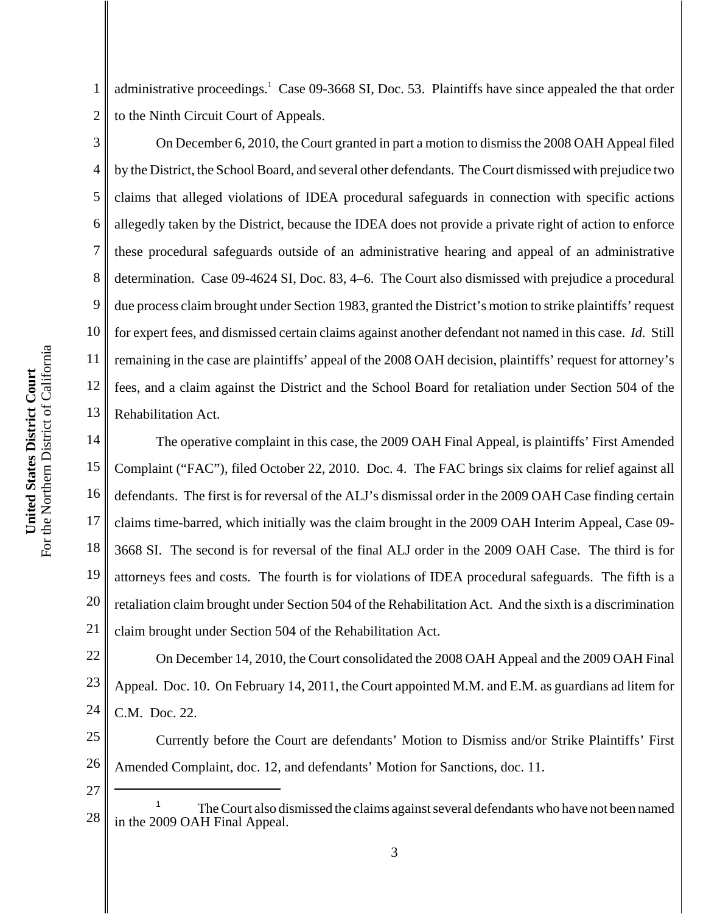administrative proceedings.[1] Case 09-3668 SI, Doc. 53. Plaintiffs have since appealed the that order to the Ninth Circuit Court of Appeals.

On December 6, 2010, the Court granted in part a motion to dismiss the 2008 OAH Appeal filed by the District, the School Board, and several other defendants. The Court dismissed with prejudice two claims that alleged violations of IDEA procedural safeguards in connection with specific actions allegedly taken by the District, because the IDEA does not provide a private right of action to enforce these procedural safeguards outside of an administrative hearing and appeal of an administrative determination. Case 09-4624 SI, Doc. 83, 4–6. The Court also dismissed with prejudice a procedural due process claim brought under Section 1983, granted the District's motion to strike plaintiffs' request for expert fees, and dismissed certain claims against another defendant not named in this case. *Id.* Still remaining in the case are plaintiffs' appeal of the 2008 OAH decision, plaintiffs' request for attorney's fees, and a claim against the District and the School Board for retaliation under Section 504 of the Rehabilitation Act.

The operative complaint in this case, the 2009 OAH Final Appeal, is plaintiffs' First Amended Complaint ("FAC"), filed October 22, 2010. Doc. 4. The FAC brings six claims for relief against all defendants. The first is for reversal of the ALJ's dismissal order in the 2009 OAH Case finding certain claims time-barred, which initially was the claim brought in the 2009 OAH Interim Appeal, Case 09-3668 SI. The second is for reversal of the final ALJ order in the 2009 OAH Case. The third is for attorneys fees and costs. The fourth is for violations of IDEA procedural safeguards. The fifth is a retaliation claim brought under Section 504 of the Rehabilitation Act. And the sixth is a discrimination claim brought under Section 504 of the Rehabilitation Act.

On December 14, 2010, the Court consolidated the 2008 OAH Appeal and the 2009 OAH Final Appeal. Doc. 10. On February 14, 2011, the Court appointed M.M. and E.M. as guardians ad litem for C.M. Doc. 22.

Currently before the Court are defendants' Motion to Dismiss and/or Strike Plaintiffs' First Amended Complaint, doc. 12, and defendants' Motion for Sanctions, doc. 11.

---

[1] The Court also dismissed the claims against several defendants who have not been named in the 2009 OAH Final Appeal.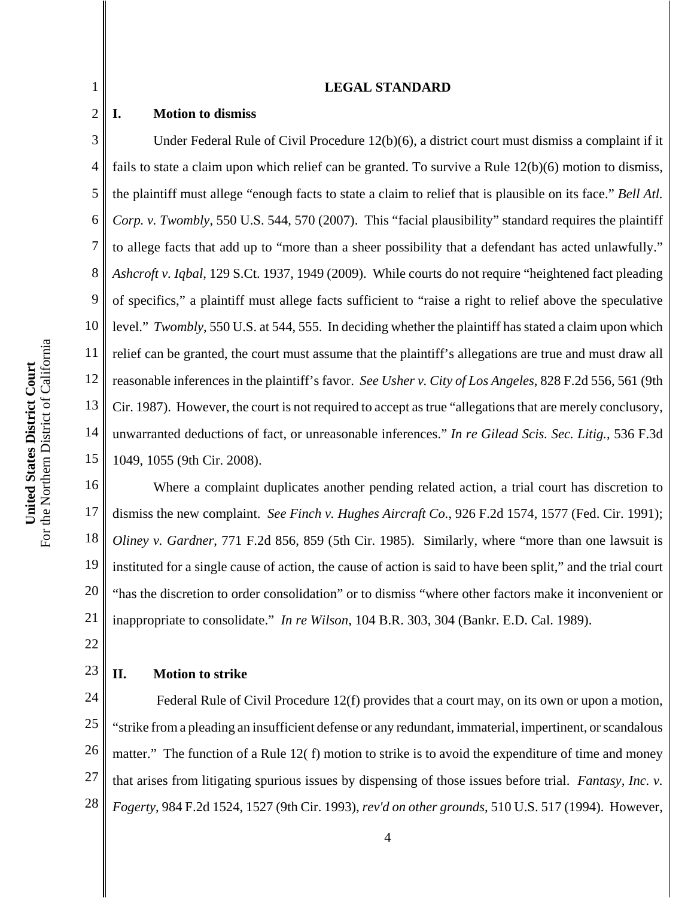## LEGAL STANDARD

### I. Motion to dismiss

Under Federal Rule of Civil Procedure 12(b)(6), a district court must dismiss a complaint if it fails to state a claim upon which relief can be granted. To survive a Rule 12(b)(6) motion to dismiss, the plaintiff must allege "enough facts to state a claim to relief that is plausible on its face." *Bell Atl. Corp. v. Twombly*, 550 U.S. 544, 570 (2007). This "facial plausibility" standard requires the plaintiff to allege facts that add up to "more than a sheer possibility that a defendant has acted unlawfully." *Ashcroft v. Iqbal*, 129 S.Ct. 1937, 1949 (2009). While courts do not require "heightened fact pleading of specifics," a plaintiff must allege facts sufficient to "raise a right to relief above the speculative level." *Twombly*, 550 U.S. at 544, 555. In deciding whether the plaintiff has stated a claim upon which relief can be granted, the court must assume that the plaintiff's allegations are true and must draw all reasonable inferences in the plaintiff's favor. *See Usher v. City of Los Angeles*, 828 F.2d 556, 561 (9th Cir. 1987). However, the court is not required to accept as true "allegations that are merely conclusory, unwarranted deductions of fact, or unreasonable inferences." *In re Gilead Scis. Sec. Litig.*, 536 F.3d 1049, 1055 (9th Cir. 2008).

Where a complaint duplicates another pending related action, a trial court has discretion to dismiss the new complaint. *See Finch v. Hughes Aircraft Co.*, 926 F.2d 1574, 1577 (Fed. Cir. 1991); *Oliney v. Gardner*, 771 F.2d 856, 859 (5th Cir. 1985). Similarly, where "more than one lawsuit is instituted for a single cause of action, the cause of action is said to have been split," and the trial court "has the discretion to order consolidation" or to dismiss "where other factors make it inconvenient or inappropriate to consolidate." *In re Wilson*, 104 B.R. 303, 304 (Bankr. E.D. Cal. 1989).

### II. Motion to strike

Federal Rule of Civil Procedure 12(f) provides that a court may, on its own or upon a motion, "strike from a pleading an insufficient defense or any redundant, immaterial, impertinent, or scandalous matter." The function of a Rule 12( f) motion to strike is to avoid the expenditure of time and money that arises from litigating spurious issues by dispensing of those issues before trial. *Fantasy, Inc. v. Fogerty*, 984 F.2d 1524, 1527 (9th Cir. 1993), *rev'd on other grounds*, 510 U.S. 517 (1994). However,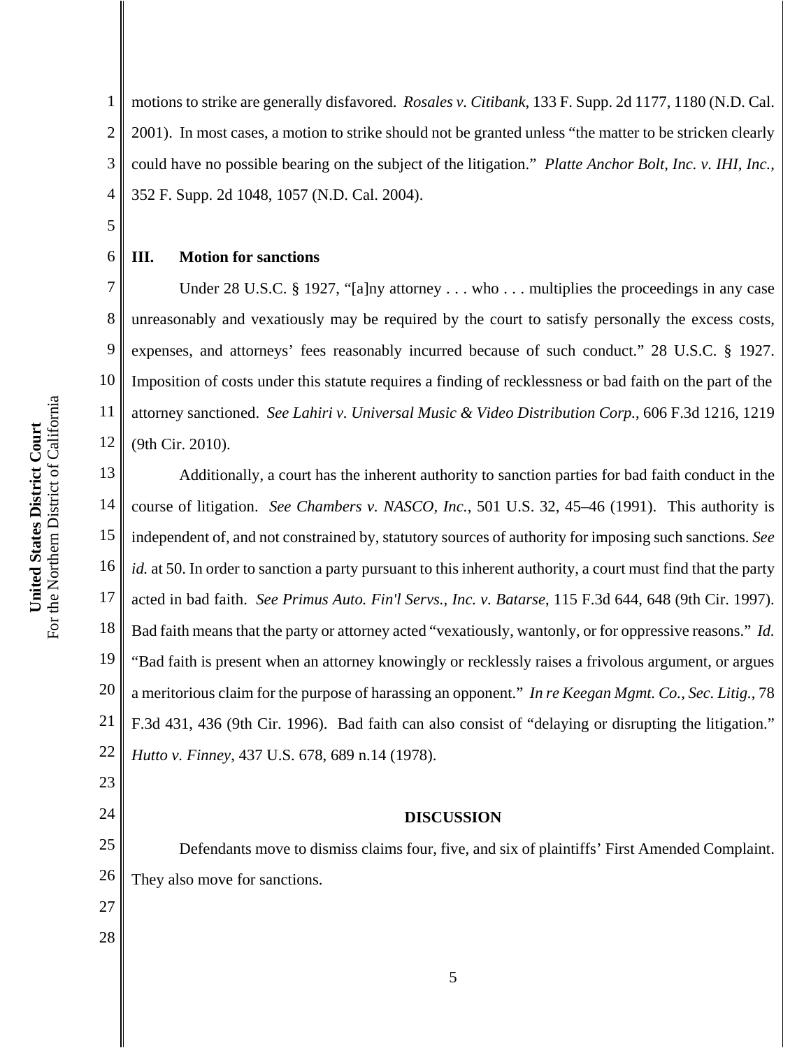motions to strike are generally disfavored. *Rosales v. Citibank*, 133 F. Supp. 2d 1177, 1180 (N.D. Cal. 2001). In most cases, a motion to strike should not be granted unless "the matter to be stricken clearly could have no possible bearing on the subject of the litigation." *Platte Anchor Bolt, Inc. v. IHI, Inc.*, 352 F. Supp. 2d 1048, 1057 (N.D. Cal. 2004).

### III. Motion for sanctions

Under 28 U.S.C. § 1927, "[a]ny attorney . . . who . . . multiplies the proceedings in any case unreasonably and vexatiously may be required by the court to satisfy personally the excess costs, expenses, and attorneys' fees reasonably incurred because of such conduct." 28 U.S.C. § 1927. Imposition of costs under this statute requires a finding of recklessness or bad faith on the part of the attorney sanctioned. *See Lahiri v. Universal Music & Video Distribution Corp.*, 606 F.3d 1216, 1219 (9th Cir. 2010).

Additionally, a court has the inherent authority to sanction parties for bad faith conduct in the course of litigation. *See Chambers v. NASCO, Inc.*, 501 U.S. 32, 45–46 (1991). This authority is independent of, and not constrained by, statutory sources of authority for imposing such sanctions. *See id.* at 50. In order to sanction a party pursuant to this inherent authority, a court must find that the party acted in bad faith. *See Primus Auto. Fin'l Servs., Inc. v. Batarse*, 115 F.3d 644, 648 (9th Cir. 1997). Bad faith means that the party or attorney acted "vexatiously, wantonly, or for oppressive reasons." *Id.* "Bad faith is present when an attorney knowingly or recklessly raises a frivolous argument, or argues a meritorious claim for the purpose of harassing an opponent." *In re Keegan Mgmt. Co., Sec. Litig.*, 78 F.3d 431, 436 (9th Cir. 1996). Bad faith can also consist of "delaying or disrupting the litigation." *Hutto v. Finney*, 437 U.S. 678, 689 n.14 (1978).

## DISCUSSION

Defendants move to dismiss claims four, five, and six of plaintiffs' First Amended Complaint. They also move for sanctions.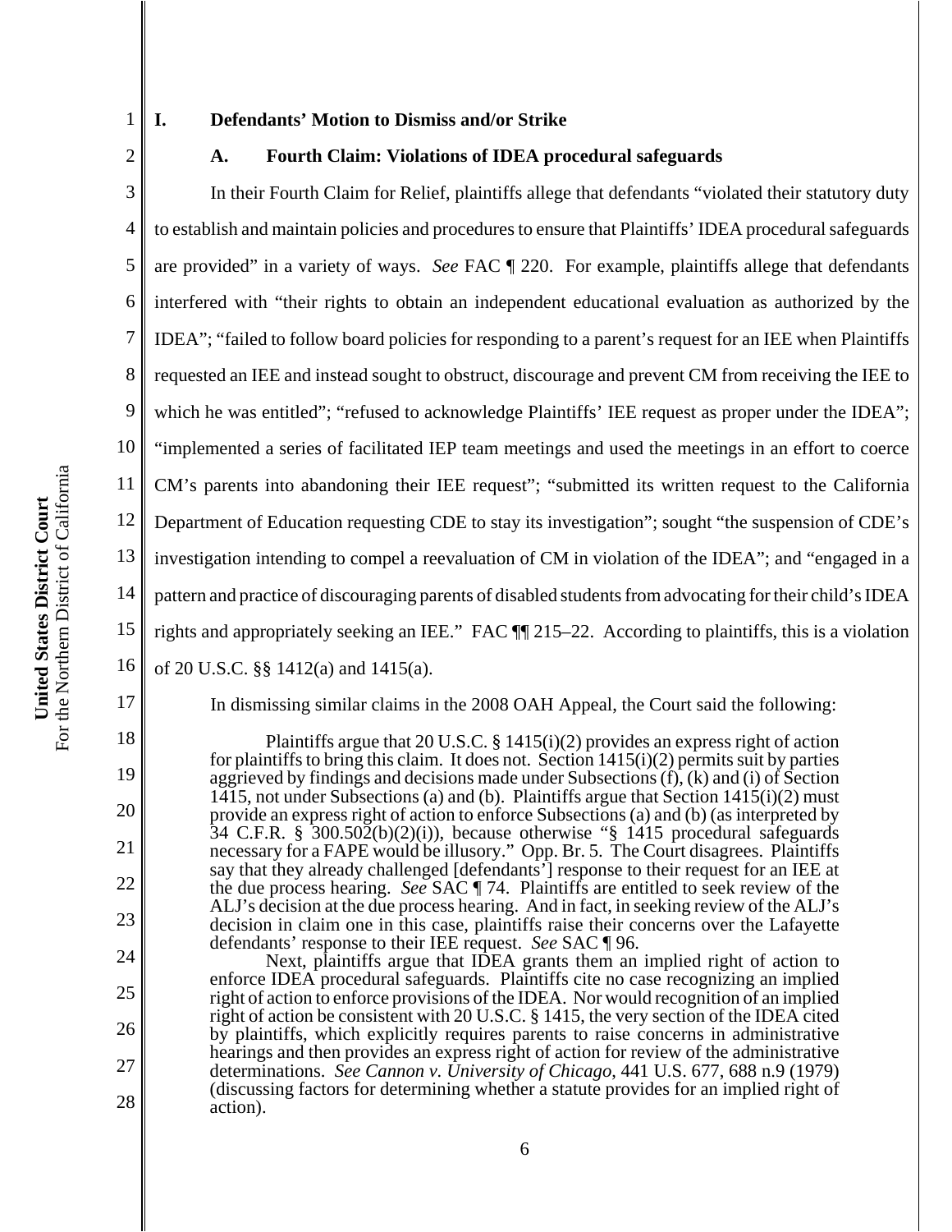## I. Defendants' Motion to Dismiss and/or Strike

### A. Fourth Claim: Violations of IDEA procedural safeguards

In their Fourth Claim for Relief, plaintiffs allege that defendants "violated their statutory duty to establish and maintain policies and procedures to ensure that Plaintiffs' IDEA procedural safeguards are provided" in a variety of ways. *See* FAC ¶ 220. For example, plaintiffs allege that defendants interfered with "their rights to obtain an independent educational evaluation as authorized by the IDEA"; "failed to follow board policies for responding to a parent's request for an IEE when Plaintiffs requested an IEE and instead sought to obstruct, discourage and prevent CM from receiving the IEE to which he was entitled"; "refused to acknowledge Plaintiffs' IEE request as proper under the IDEA"; "implemented a series of facilitated IEP team meetings and used the meetings in an effort to coerce CM's parents into abandoning their IEE request"; "submitted its written request to the California Department of Education requesting CDE to stay its investigation"; sought "the suspension of CDE's investigation intending to compel a reevaluation of CM in violation of the IDEA"; and "engaged in a pattern and practice of discouraging parents of disabled students from advocating for their child's IDEA rights and appropriately seeking an IEE." FAC ¶¶ 215–22. According to plaintiffs, this is a violation of 20 U.S.C. §§ 1412(a) and 1415(a).

In dismissing similar claims in the 2008 OAH Appeal, the Court said the following:

> Plaintiffs argue that 20 U.S.C. § 1415(i)(2) provides an express right of action for plaintiffs to bring this claim. It does not. Section 1415(i)(2) permits suit by parties aggrieved by findings and decisions made under Subsections (f), (k) and (i) of Section 1415, not under Subsections (a) and (b). Plaintiffs argue that Section 1415(i)(2) must provide an express right of action to enforce Subsections (a) and (b) (as interpreted by 34 C.F.R. § 300.502(b)(2)(i)), because otherwise "§ 1415 procedural safeguards necessary for a FAPE would be illusory." Opp. Br. 5. The Court disagrees. Plaintiffs say that they already challenged [defendants'] response to their request for an IEE at the due process hearing. *See* SAC ¶ 74. Plaintiffs are entitled to seek review of the ALJ's decision at the due process hearing. And in fact, in seeking review of the ALJ's decision in claim one in this case, plaintiffs raise their concerns over the Lafayette defendants' response to their IEE request. *See* SAC ¶ 96.
>
> Next, plaintiffs argue that IDEA grants them an implied right of action to enforce IDEA procedural safeguards. Plaintiffs cite no case recognizing an implied right of action to enforce provisions of the IDEA. Nor would recognition of an implied right of action be consistent with 20 U.S.C. § 1415, the very section of the IDEA cited by plaintiffs, which explicitly requires parents to raise concerns in administrative hearings and then provides an express right of action for review of the administrative determinations. *See Cannon v. University of Chicago*, 441 U.S. 677, 688 n.9 (1979) (discussing factors for determining whether a statute provides for an implied right of action).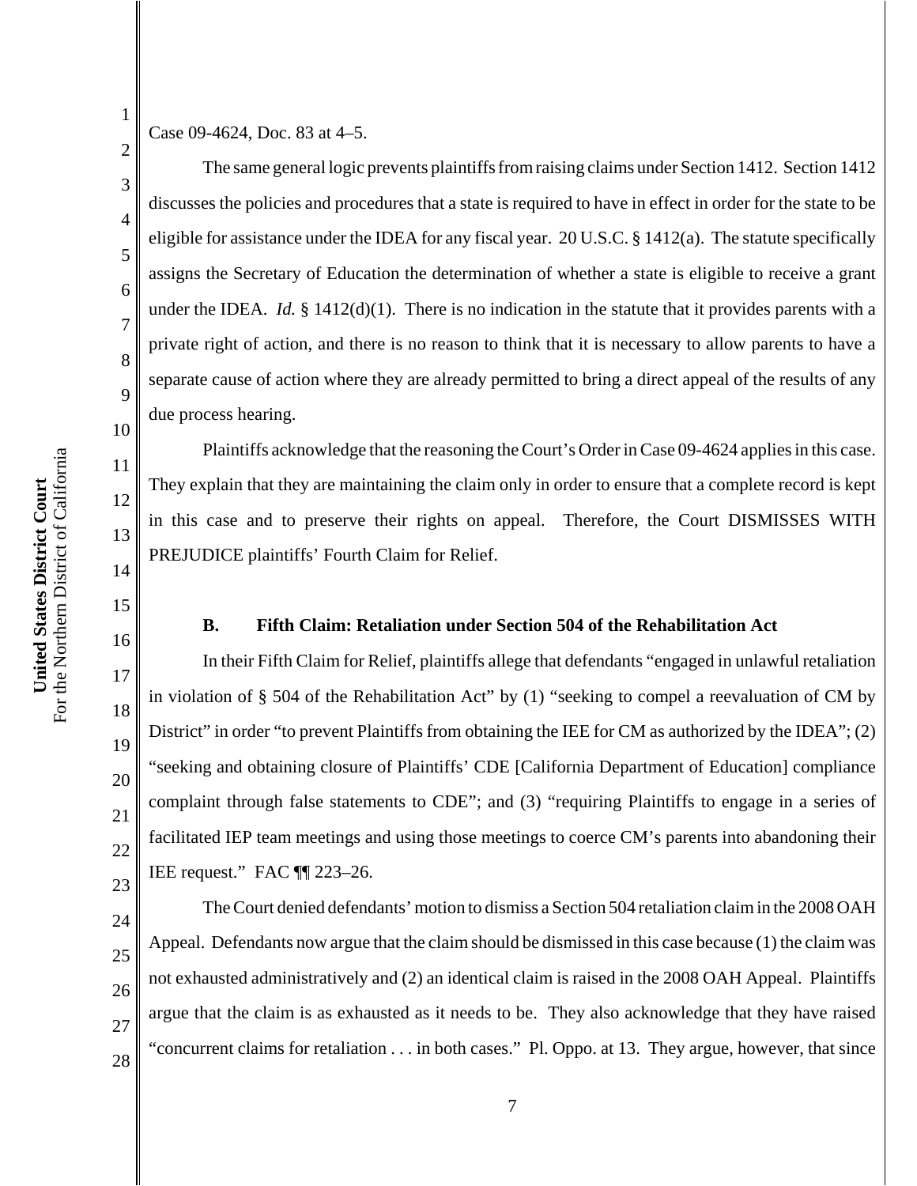Case 09-4624, Doc. 83 at 4–5.

The same general logic prevents plaintiffs from raising claims under Section 1412. Section 1412 discusses the policies and procedures that a state is required to have in effect in order for the state to be eligible for assistance under the IDEA for any fiscal year. 20 U.S.C. § 1412(a). The statute specifically assigns the Secretary of Education the determination of whether a state is eligible to receive a grant under the IDEA. *Id.* § 1412(d)(1). There is no indication in the statute that it provides parents with a private right of action, and there is no reason to think that it is necessary to allow parents to have a separate cause of action where they are already permitted to bring a direct appeal of the results of any due process hearing.

Plaintiffs acknowledge that the reasoning the Court's Order in Case 09-4624 applies in this case. They explain that they are maintaining the claim only in order to ensure that a complete record is kept in this case and to preserve their rights on appeal. Therefore, the Court DISMISSES WITH PREJUDICE plaintiffs' Fourth Claim for Relief.

### B. Fifth Claim: Retaliation under Section 504 of the Rehabilitation Act

In their Fifth Claim for Relief, plaintiffs allege that defendants "engaged in unlawful retaliation in violation of § 504 of the Rehabilitation Act" by (1) "seeking to compel a reevaluation of CM by District" in order "to prevent Plaintiffs from obtaining the IEE for CM as authorized by the IDEA"; (2) "seeking and obtaining closure of Plaintiffs' CDE [California Department of Education] compliance complaint through false statements to CDE"; and (3) "requiring Plaintiffs to engage in a series of facilitated IEP team meetings and using those meetings to coerce CM's parents into abandoning their IEE request." FAC ¶¶ 223–26.

The Court denied defendants' motion to dismiss a Section 504 retaliation claim in the 2008 OAH Appeal. Defendants now argue that the claim should be dismissed in this case because (1) the claim was not exhausted administratively and (2) an identical claim is raised in the 2008 OAH Appeal. Plaintiffs argue that the claim is as exhausted as it needs to be. They also acknowledge that they have raised "concurrent claims for retaliation . . . in both cases." Pl. Oppo. at 13. They argue, however, that since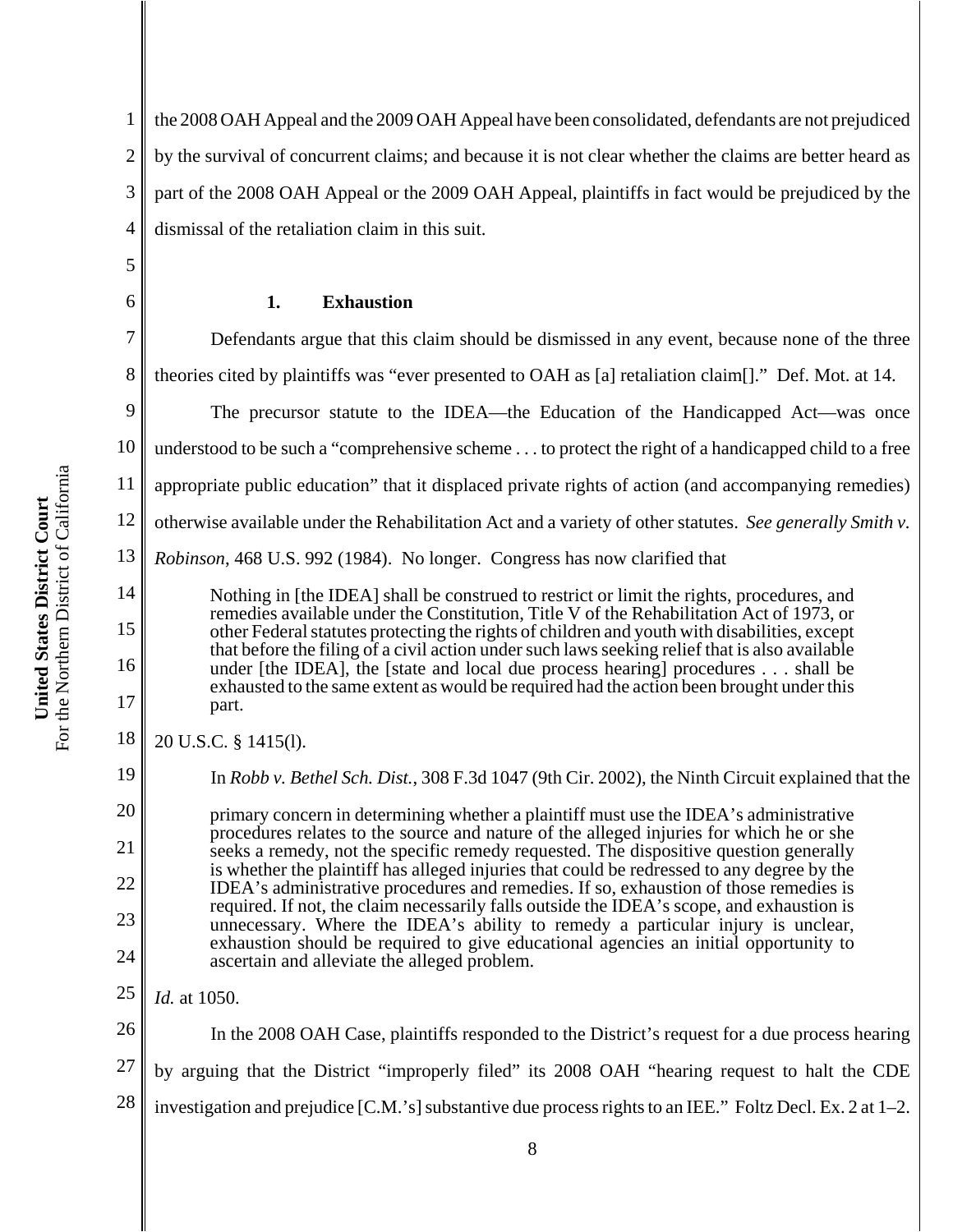the 2008 OAH Appeal and the 2009 OAH Appeal have been consolidated, defendants are not prejudiced by the survival of concurrent claims; and because it is not clear whether the claims are better heard as part of the 2008 OAH Appeal or the 2009 OAH Appeal, plaintiffs in fact would be prejudiced by the dismissal of the retaliation claim in this suit.

### 1. Exhaustion

Defendants argue that this claim should be dismissed in any event, because none of the three theories cited by plaintiffs was "ever presented to OAH as [a] retaliation claim[]." Def. Mot. at 14.

The precursor statute to the IDEA—the Education of the Handicapped Act—was once understood to be such a "comprehensive scheme . . . to protect the right of a handicapped child to a free appropriate public education" that it displaced private rights of action (and accompanying remedies) otherwise available under the Rehabilitation Act and a variety of other statutes. *See generally Smith v. Robinson*, 468 U.S. 992 (1984). No longer. Congress has now clarified that

> Nothing in [the IDEA] shall be construed to restrict or limit the rights, procedures, and remedies available under the Constitution, Title V of the Rehabilitation Act of 1973, or other Federal statutes protecting the rights of children and youth with disabilities, except that before the filing of a civil action under such laws seeking relief that is also available under [the IDEA], the [state and local due process hearing] procedures . . . shall be exhausted to the same extent as would be required had the action been brought under this part.

20 U.S.C. § 1415(l).

In *Robb v. Bethel Sch. Dist.*, 308 F.3d 1047 (9th Cir. 2002), the Ninth Circuit explained that the

> primary concern in determining whether a plaintiff must use the IDEA's administrative procedures relates to the source and nature of the alleged injuries for which he or she seeks a remedy, not the specific remedy requested. The dispositive question generally is whether the plaintiff has alleged injuries that could be redressed to any degree by the IDEA's administrative procedures and remedies. If so, exhaustion of those remedies is required. If not, the claim necessarily falls outside the IDEA's scope, and exhaustion is unnecessary. Where the IDEA's ability to remedy a particular injury is unclear, exhaustion should be required to give educational agencies an initial opportunity to ascertain and alleviate the alleged problem.

*Id.* at 1050.

In the 2008 OAH Case, plaintiffs responded to the District's request for a due process hearing by arguing that the District "improperly filed" its 2008 OAH "hearing request to halt the CDE investigation and prejudice [C.M.'s] substantive due process rights to an IEE." Foltz Decl. Ex. 2 at 1–2.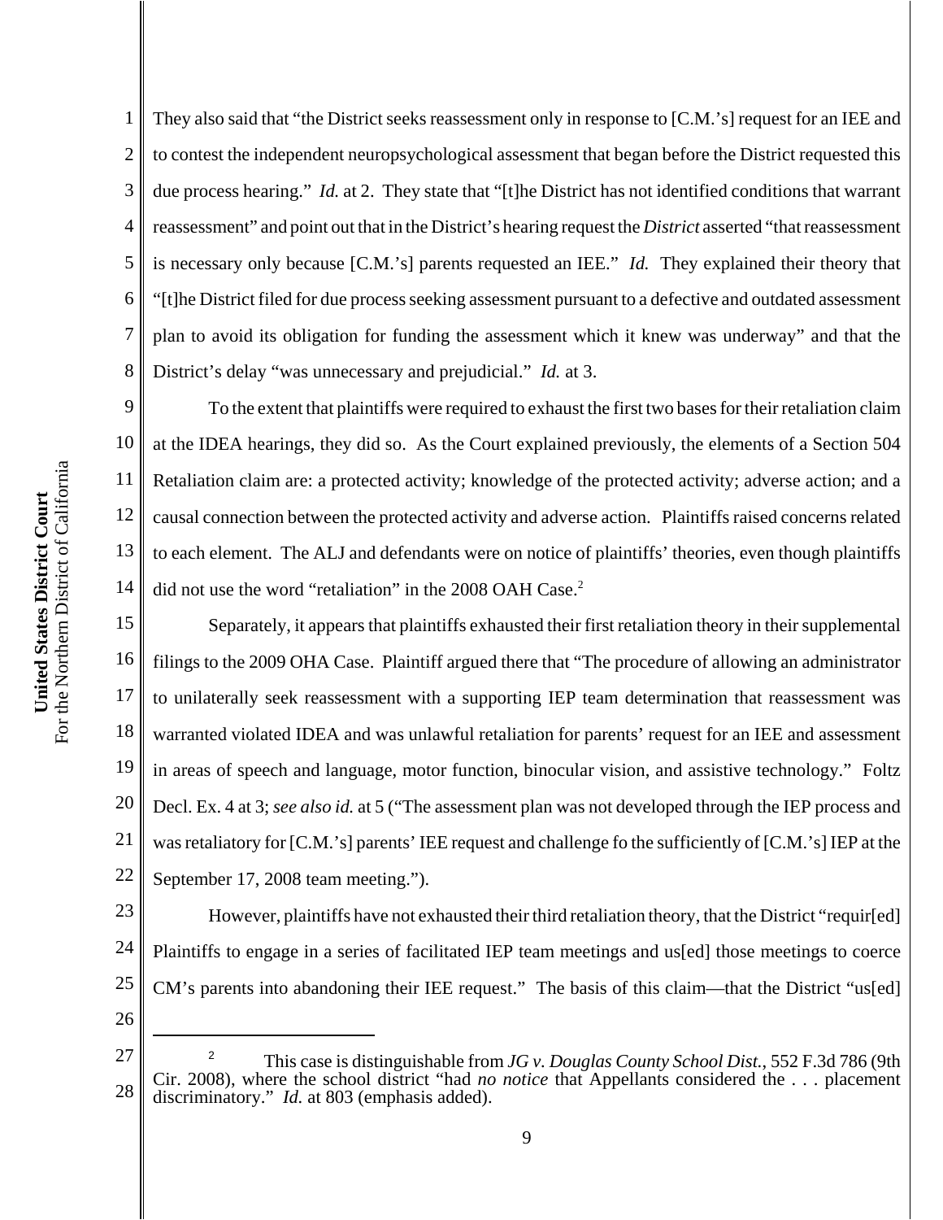They also said that "the District seeks reassessment only in response to [C.M.'s] request for an IEE and to contest the independent neuropsychological assessment that began before the District requested this due process hearing." *Id.* at 2. They state that "[t]he District has not identified conditions that warrant reassessment" and point out that in the District's hearing request the *District* asserted "that reassessment is necessary only because [C.M.'s] parents requested an IEE." *Id.* They explained their theory that "[t]he District filed for due process seeking assessment pursuant to a defective and outdated assessment plan to avoid its obligation for funding the assessment which it knew was underway" and that the District's delay "was unnecessary and prejudicial." *Id.* at 3.

To the extent that plaintiffs were required to exhaust the first two bases for their retaliation claim at the IDEA hearings, they did so. As the Court explained previously, the elements of a Section 504 Retaliation claim are: a protected activity; knowledge of the protected activity; adverse action; and a causal connection between the protected activity and adverse action. Plaintiffs raised concerns related to each element. The ALJ and defendants were on notice of plaintiffs' theories, even though plaintiffs did not use the word "retaliation" in the 2008 OAH Case.[2]

Separately, it appears that plaintiffs exhausted their first retaliation theory in their supplemental filings to the 2009 OHA Case. Plaintiff argued there that "The procedure of allowing an administrator to unilaterally seek reassessment with a supporting IEP team determination that reassessment was warranted violated IDEA and was unlawful retaliation for parents' request for an IEE and assessment in areas of speech and language, motor function, binocular vision, and assistive technology." Foltz Decl. Ex. 4 at 3; *see also id.* at 5 ("The assessment plan was not developed through the IEP process and was retaliatory for [C.M.'s] parents' IEE request and challenge fo the sufficiently of [C.M.'s] IEP at the September 17, 2008 team meeting.").

However, plaintiffs have not exhausted their third retaliation theory, that the District "requir[ed] Plaintiffs to engage in a series of facilitated IEP team meetings and us[ed] those meetings to coerce CM's parents into abandoning their IEE request." The basis of this claim—that the District "us[ed]

---

[2] This case is distinguishable from *JG v. Douglas County School Dist.*, 552 F.3d 786 (9th Cir. 2008), where the school district "had *no notice* that Appellants considered the . . . placement discriminatory." *Id.* at 803 (emphasis added).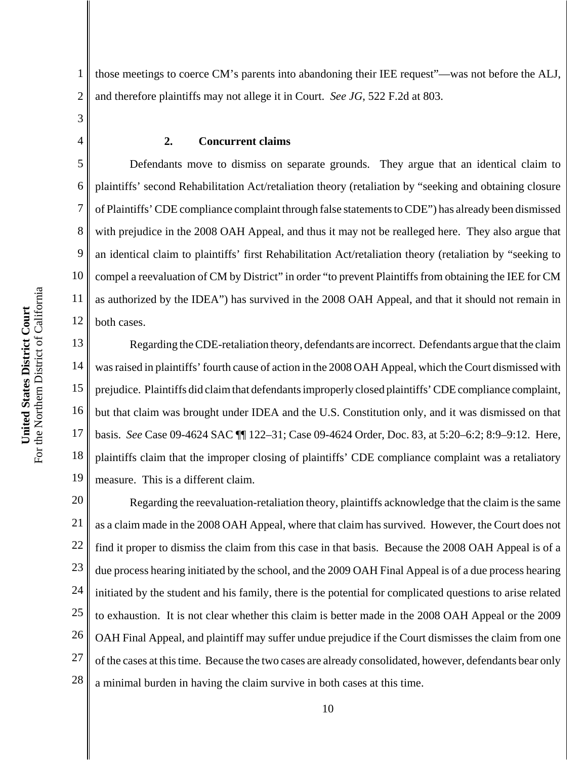those meetings to coerce CM's parents into abandoning their IEE request"—was not before the ALJ, and therefore plaintiffs may not allege it in Court. *See JG*, 522 F.2d at 803.

**2. Concurrent claims**

Defendants move to dismiss on separate grounds. They argue that an identical claim to plaintiffs' second Rehabilitation Act/retaliation theory (retaliation by "seeking and obtaining closure of Plaintiffs' CDE compliance complaint through false statements to CDE") has already been dismissed with prejudice in the 2008 OAH Appeal, and thus it may not be realleged here. They also argue that an identical claim to plaintiffs' first Rehabilitation Act/retaliation theory (retaliation by "seeking to compel a reevaluation of CM by District" in order "to prevent Plaintiffs from obtaining the IEE for CM as authorized by the IDEA") has survived in the 2008 OAH Appeal, and that it should not remain in both cases.

Regarding the CDE-retaliation theory, defendants are incorrect. Defendants argue that the claim was raised in plaintiffs' fourth cause of action in the 2008 OAH Appeal, which the Court dismissed with prejudice. Plaintiffs did claim that defendants improperly closed plaintiffs' CDE compliance complaint, but that claim was brought under IDEA and the U.S. Constitution only, and it was dismissed on that basis. *See* Case 09-4624 SAC ¶¶ 122–31; Case 09-4624 Order, Doc. 83, at 5:20–6:2; 8:9–9:12. Here, plaintiffs claim that the improper closing of plaintiffs' CDE compliance complaint was a retaliatory measure. This is a different claim.

Regarding the reevaluation-retaliation theory, plaintiffs acknowledge that the claim is the same as a claim made in the 2008 OAH Appeal, where that claim has survived. However, the Court does not find it proper to dismiss the claim from this case in that basis. Because the 2008 OAH Appeal is of a due process hearing initiated by the school, and the 2009 OAH Final Appeal is of a due process hearing initiated by the student and his family, there is the potential for complicated questions to arise related to exhaustion. It is not clear whether this claim is better made in the 2008 OAH Appeal or the 2009 OAH Final Appeal, and plaintiff may suffer undue prejudice if the Court dismisses the claim from one of the cases at this time. Because the two cases are already consolidated, however, defendants bear only a minimal burden in having the claim survive in both cases at this time.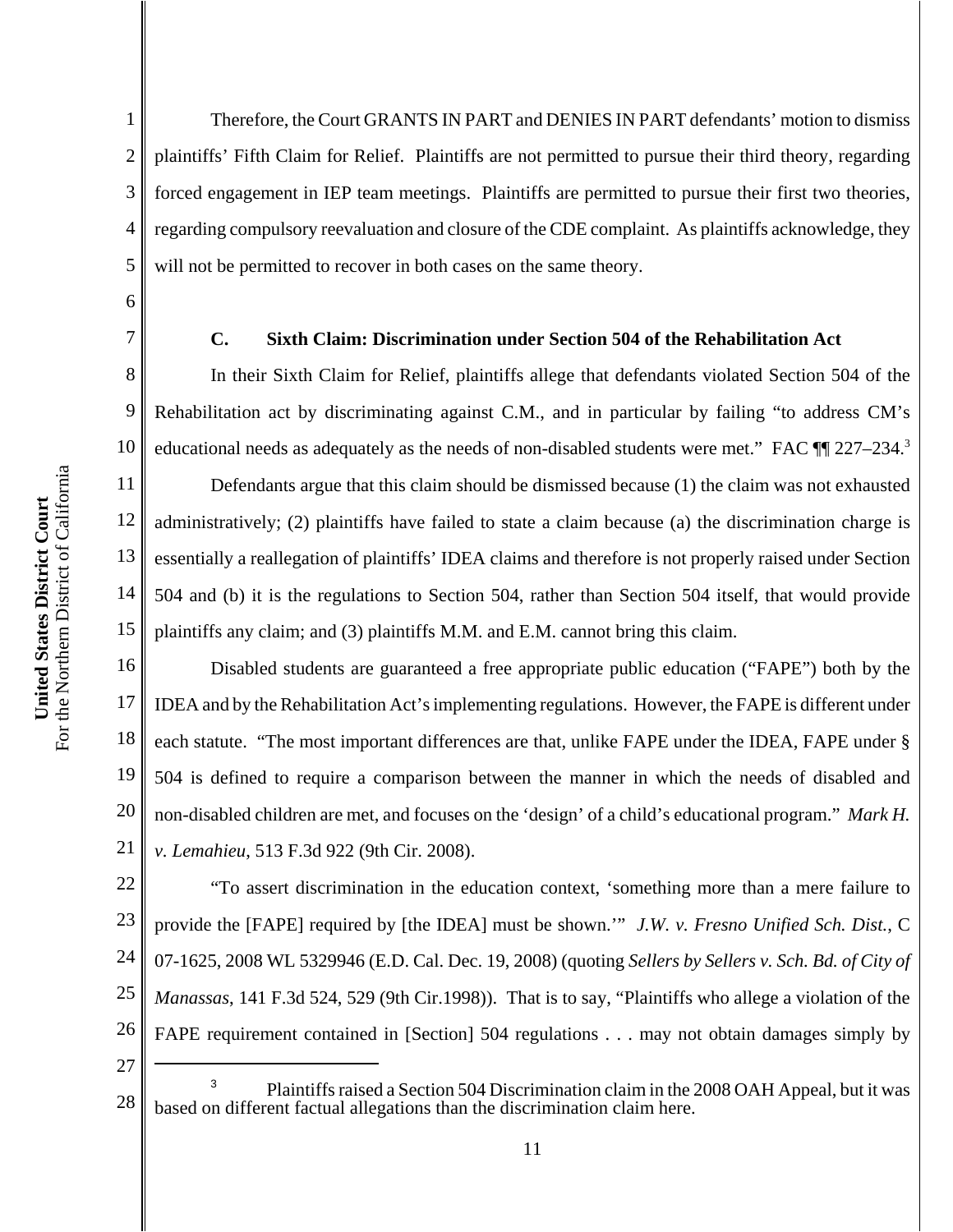Therefore, the Court GRANTS IN PART and DENIES IN PART defendants' motion to dismiss plaintiffs' Fifth Claim for Relief. Plaintiffs are not permitted to pursue their third theory, regarding forced engagement in IEP team meetings. Plaintiffs are permitted to pursue their first two theories, regarding compulsory reevaluation and closure of the CDE complaint. As plaintiffs acknowledge, they will not be permitted to recover in both cases on the same theory.

### C. Sixth Claim: Discrimination under Section 504 of the Rehabilitation Act

In their Sixth Claim for Relief, plaintiffs allege that defendants violated Section 504 of the Rehabilitation act by discriminating against C.M., and in particular by failing "to address CM's educational needs as adequately as the needs of non-disabled students were met." FAC ¶¶ 227–234.[3]

Defendants argue that this claim should be dismissed because (1) the claim was not exhausted administratively; (2) plaintiffs have failed to state a claim because (a) the discrimination charge is essentially a reallegation of plaintiffs' IDEA claims and therefore is not properly raised under Section 504 and (b) it is the regulations to Section 504, rather than Section 504 itself, that would provide plaintiffs any claim; and (3) plaintiffs M.M. and E.M. cannot bring this claim.

Disabled students are guaranteed a free appropriate public education ("FAPE") both by the IDEA and by the Rehabilitation Act's implementing regulations. However, the FAPE is different under each statute. "The most important differences are that, unlike FAPE under the IDEA, FAPE under § 504 is defined to require a comparison between the manner in which the needs of disabled and non-disabled children are met, and focuses on the 'design' of a child's educational program." *Mark H. v. Lemahieu*, 513 F.3d 922 (9th Cir. 2008).

"To assert discrimination in the education context, 'something more than a mere failure to provide the [FAPE] required by [the IDEA] must be shown.'" *J.W. v. Fresno Unified Sch. Dist.*, C 07-1625, 2008 WL 5329946 (E.D. Cal. Dec. 19, 2008) (quoting *Sellers by Sellers v. Sch. Bd. of City of Manassas*, 141 F.3d 524, 529 (9th Cir.1998)). That is to say, "Plaintiffs who allege a violation of the FAPE requirement contained in [Section] 504 regulations . . . may not obtain damages simply by

---

[3] Plaintiffs raised a Section 504 Discrimination claim in the 2008 OAH Appeal, but it was based on different factual allegations than the discrimination claim here.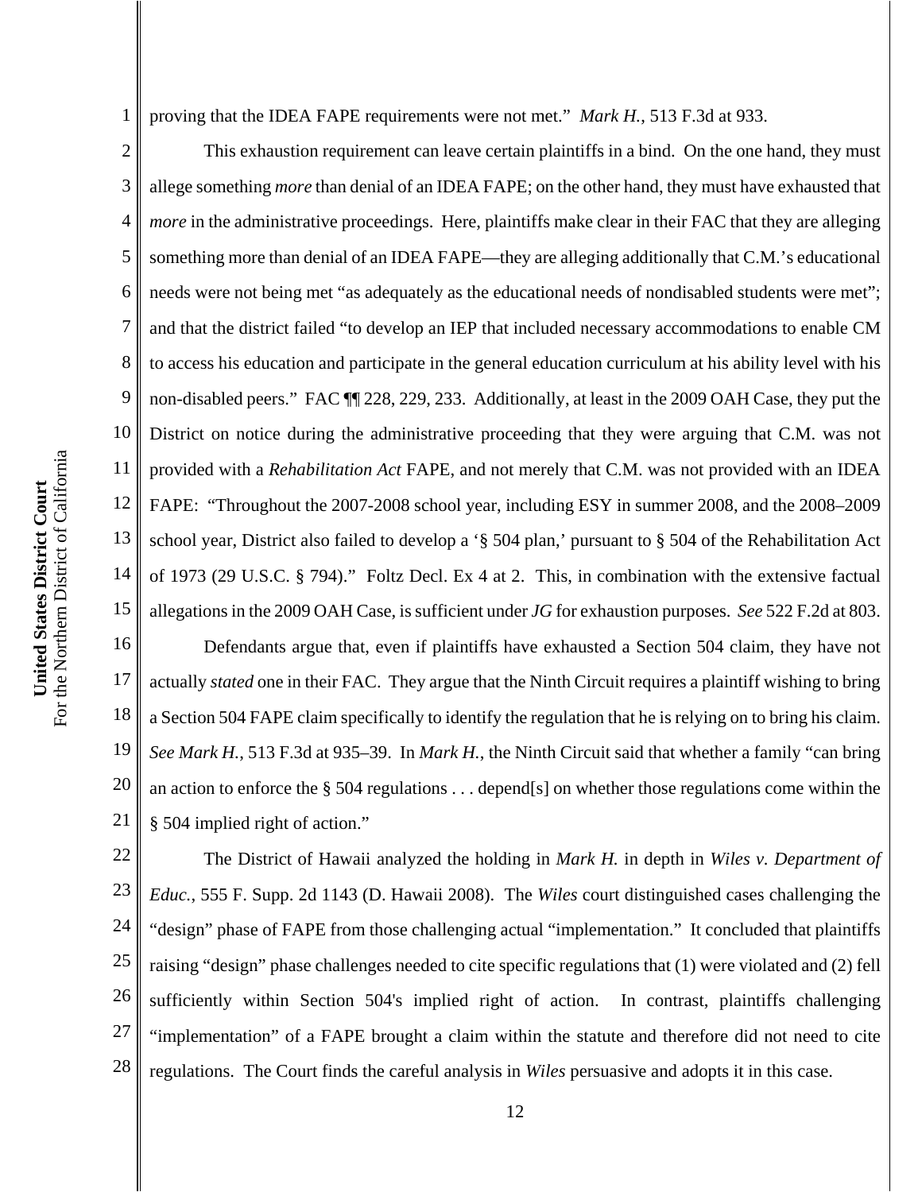proving that the IDEA FAPE requirements were not met." *Mark H.*, 513 F.3d at 933.

This exhaustion requirement can leave certain plaintiffs in a bind. On the one hand, they must allege something *more* than denial of an IDEA FAPE; on the other hand, they must have exhausted that *more* in the administrative proceedings. Here, plaintiffs make clear in their FAC that they are alleging something more than denial of an IDEA FAPE—they are alleging additionally that C.M.'s educational needs were not being met "as adequately as the educational needs of nondisabled students were met"; and that the district failed "to develop an IEP that included necessary accommodations to enable CM to access his education and participate in the general education curriculum at his ability level with his non-disabled peers." FAC ¶¶ 228, 229, 233. Additionally, at least in the 2009 OAH Case, they put the District on notice during the administrative proceeding that they were arguing that C.M. was not provided with a *Rehabilitation Act* FAPE, and not merely that C.M. was not provided with an IDEA FAPE: "Throughout the 2007-2008 school year, including ESY in summer 2008, and the 2008–2009 school year, District also failed to develop a '§ 504 plan,' pursuant to § 504 of the Rehabilitation Act of 1973 (29 U.S.C. § 794)." Foltz Decl. Ex 4 at 2. This, in combination with the extensive factual allegations in the 2009 OAH Case, is sufficient under *JG* for exhaustion purposes. *See* 522 F.2d at 803.

Defendants argue that, even if plaintiffs have exhausted a Section 504 claim, they have not actually *stated* one in their FAC. They argue that the Ninth Circuit requires a plaintiff wishing to bring a Section 504 FAPE claim specifically to identify the regulation that he is relying on to bring his claim. *See Mark H.*, 513 F.3d at 935–39. In *Mark H.*, the Ninth Circuit said that whether a family "can bring an action to enforce the § 504 regulations . . . depend[s] on whether those regulations come within the § 504 implied right of action."

The District of Hawaii analyzed the holding in *Mark H.* in depth in *Wiles v. Department of Educ.*, 555 F. Supp. 2d 1143 (D. Hawaii 2008). The *Wiles* court distinguished cases challenging the "design" phase of FAPE from those challenging actual "implementation." It concluded that plaintiffs raising "design" phase challenges needed to cite specific regulations that (1) were violated and (2) fell sufficiently within Section 504's implied right of action. In contrast, plaintiffs challenging "implementation" of a FAPE brought a claim within the statute and therefore did not need to cite regulations. The Court finds the careful analysis in *Wiles* persuasive and adopts it in this case.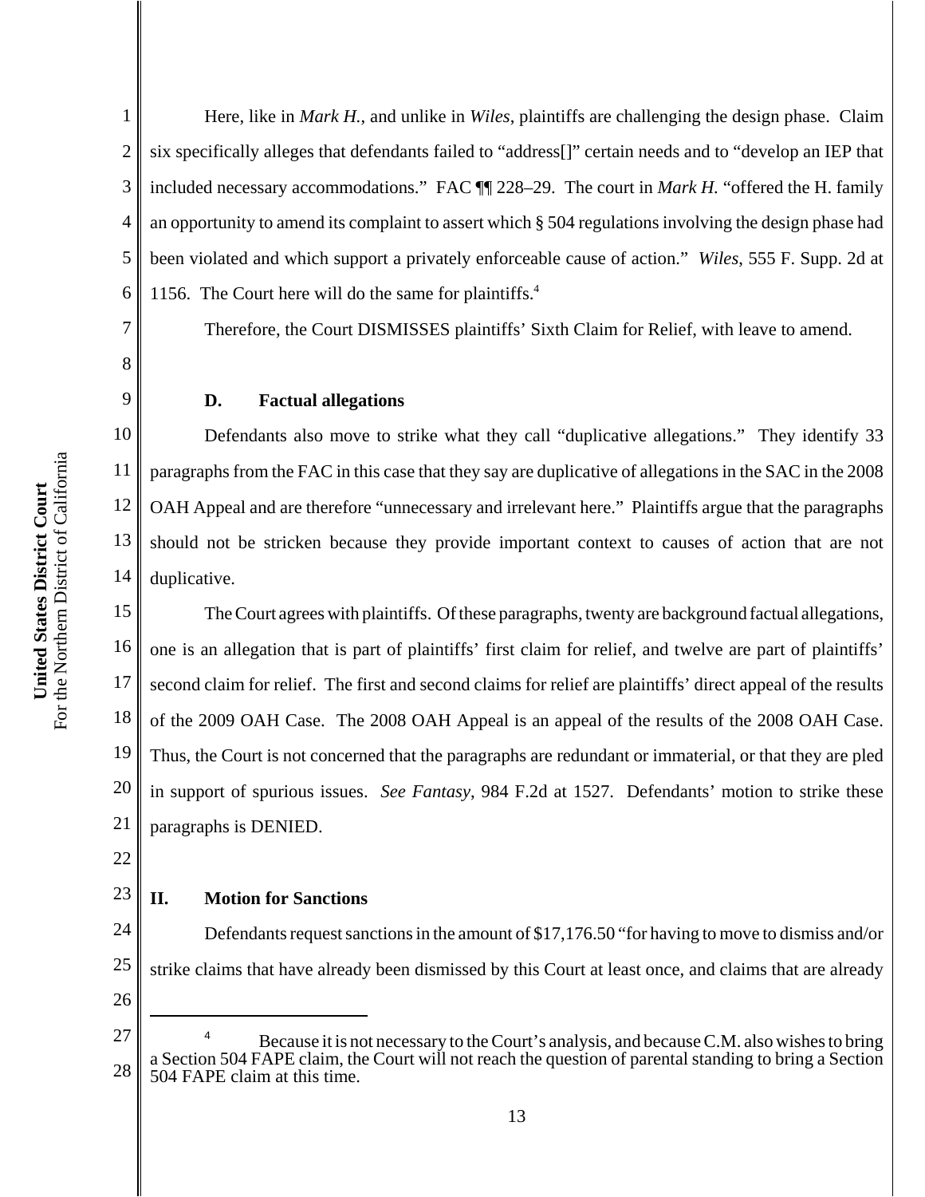Here, like in *Mark H.*, and unlike in *Wiles*, plaintiffs are challenging the design phase. Claim six specifically alleges that defendants failed to "address[]" certain needs and to "develop an IEP that included necessary accommodations." FAC ¶¶ 228–29. The court in *Mark H.* "offered the H. family an opportunity to amend its complaint to assert which § 504 regulations involving the design phase had been violated and which support a privately enforceable cause of action." *Wiles*, 555 F. Supp. 2d at 1156. The Court here will do the same for plaintiffs.[4]

Therefore, the Court DISMISSES plaintiffs' Sixth Claim for Relief, with leave to amend.

### D. Factual allegations

Defendants also move to strike what they call "duplicative allegations." They identify 33 paragraphs from the FAC in this case that they say are duplicative of allegations in the SAC in the 2008 OAH Appeal and are therefore "unnecessary and irrelevant here." Plaintiffs argue that the paragraphs should not be stricken because they provide important context to causes of action that are not duplicative.

The Court agrees with plaintiffs. Of these paragraphs, twenty are background factual allegations, one is an allegation that is part of plaintiffs' first claim for relief, and twelve are part of plaintiffs' second claim for relief. The first and second claims for relief are plaintiffs' direct appeal of the results of the 2009 OAH Case. The 2008 OAH Appeal is an appeal of the results of the 2008 OAH Case. Thus, the Court is not concerned that the paragraphs are redundant or immaterial, or that they are pled in support of spurious issues. *See Fantasy*, 984 F.2d at 1527. Defendants' motion to strike these paragraphs is DENIED.

## II. Motion for Sanctions

Defendants request sanctions in the amount of $17,176.50 "for having to move to dismiss and/or strike claims that have already been dismissed by this Court at least once, and claims that are already

---

[4] Because it is not necessary to the Court's analysis, and because C.M. also wishes to bring a Section 504 FAPE claim, the Court will not reach the question of parental standing to bring a Section 504 FAPE claim at this time.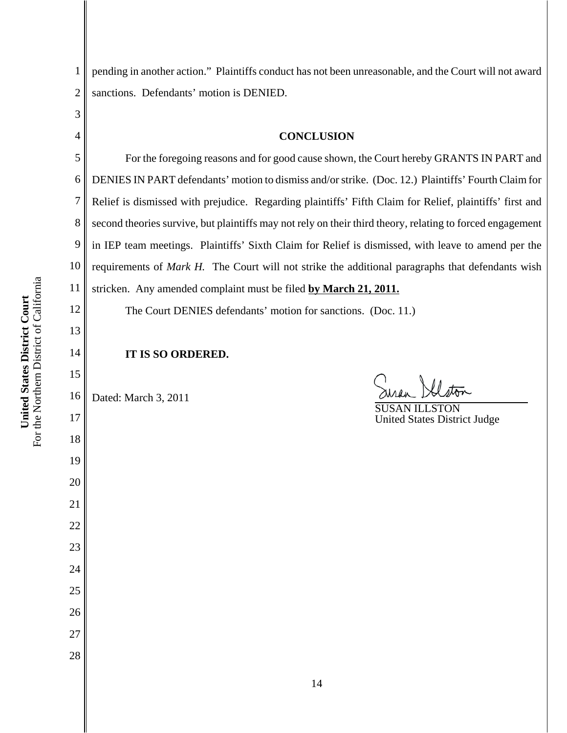pending in another action." Plaintiffs conduct has not been unreasonable, and the Court will not award sanctions. Defendants' motion is DENIED.

## CONCLUSION

For the foregoing reasons and for good cause shown, the Court hereby GRANTS IN PART and DENIES IN PART defendants' motion to dismiss and/or strike. (Doc. 12.) Plaintiffs' Fourth Claim for Relief is dismissed with prejudice. Regarding plaintiffs' Fifth Claim for Relief, plaintiffs' first and second theories survive, but plaintiffs may not rely on their third theory, relating to forced engagement in IEP team meetings. Plaintiffs' Sixth Claim for Relief is dismissed, with leave to amend per the requirements of *Mark H.* The Court will not strike the additional paragraphs that defendants wish stricken. Any amended complaint must be filed **by March 21, 2011.**

The Court DENIES defendants' motion for sanctions. (Doc. 11.)

**IT IS SO ORDERED.**

Dated: March 3, 2011

SUSAN ILLSTON
United States District Judge